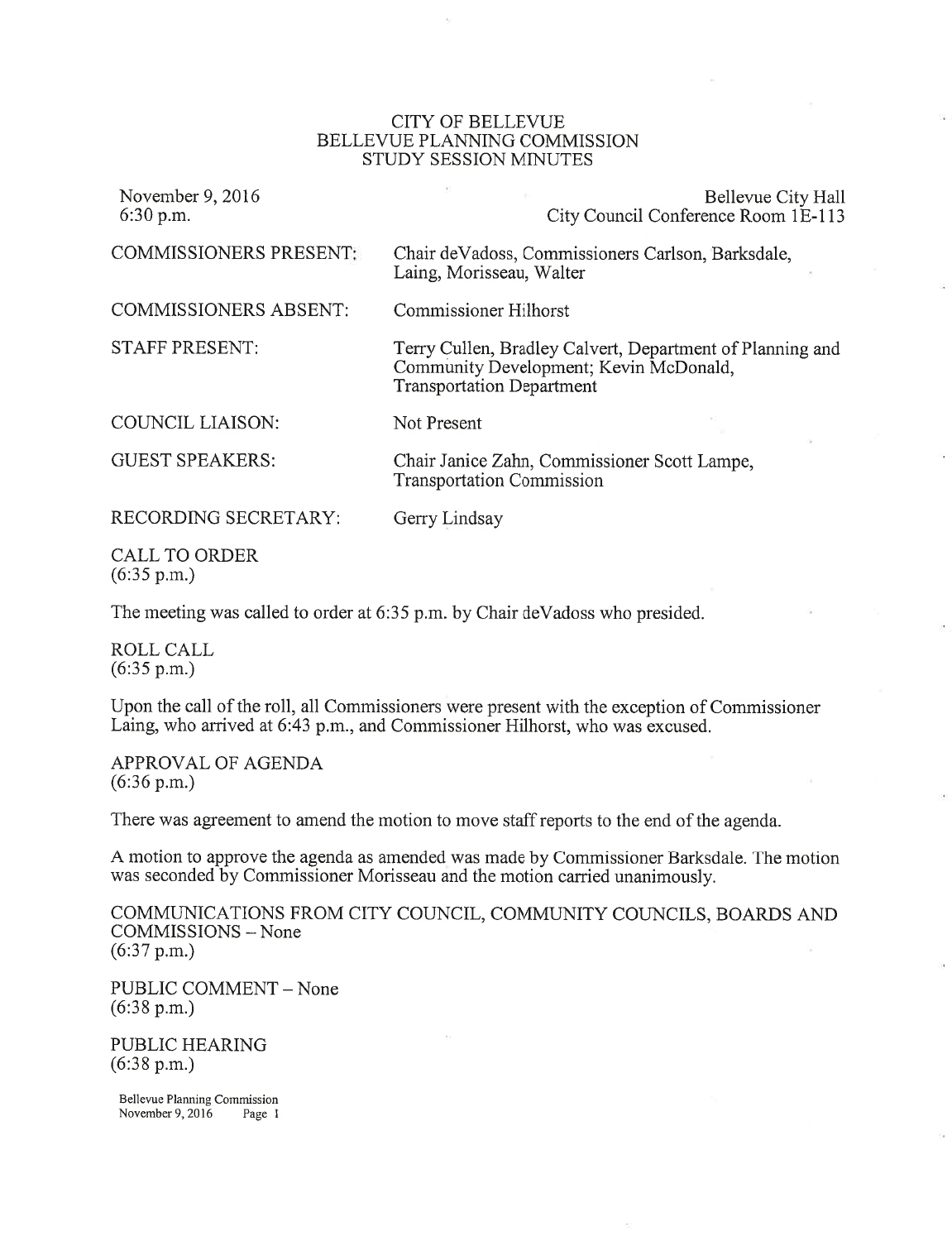CITY OF BELLEVUE
BELLEVUE PLANNING COMMISSION
STUDY SESSION MINUTES

November 9, 2016
6:30 p.m.

Bellevue City Hall
City Council Conference Room 1E-113

| | |
|---|---|
| COMMISSIONERS PRESENT: | Chair deVadoss, Commissioners Carlson, Barksdale, Laing, Morisseau, Walter |
| COMMISSIONERS ABSENT: | Commissioner Hilhorst |
| STAFF PRESENT: | Terry Cullen, Bradley Calvert, Department of Planning and Community Development; Kevin McDonald, Transportation Department |
| COUNCIL LIAISON: | Not Present |
| GUEST SPEAKERS: | Chair Janice Zahn, Commissioner Scott Lampe, Transportation Commission |
| RECORDING SECRETARY: | Gerry Lindsay |

CALL TO ORDER
(6:35 p.m.)

The meeting was called to order at 6:35 p.m. by Chair deVadoss who presided.

ROLL CALL
(6:35 p.m.)

Upon the call of the roll, all Commissioners were present with the exception of Commissioner Laing, who arrived at 6:43 p.m., and Commissioner Hilhorst, who was excused.

APPROVAL OF AGENDA
(6:36 p.m.)

There was agreement to amend the motion to move staff reports to the end of the agenda.

A motion to approve the agenda as amended was made by Commissioner Barksdale. The motion was seconded by Commissioner Morisseau and the motion carried unanimously.

COMMUNICATIONS FROM CITY COUNCIL, COMMUNITY COUNCILS, BOARDS AND COMMISSIONS – None
(6:37 p.m.)

PUBLIC COMMENT – None
(6:38 p.m.)

PUBLIC HEARING
(6:38 p.m.)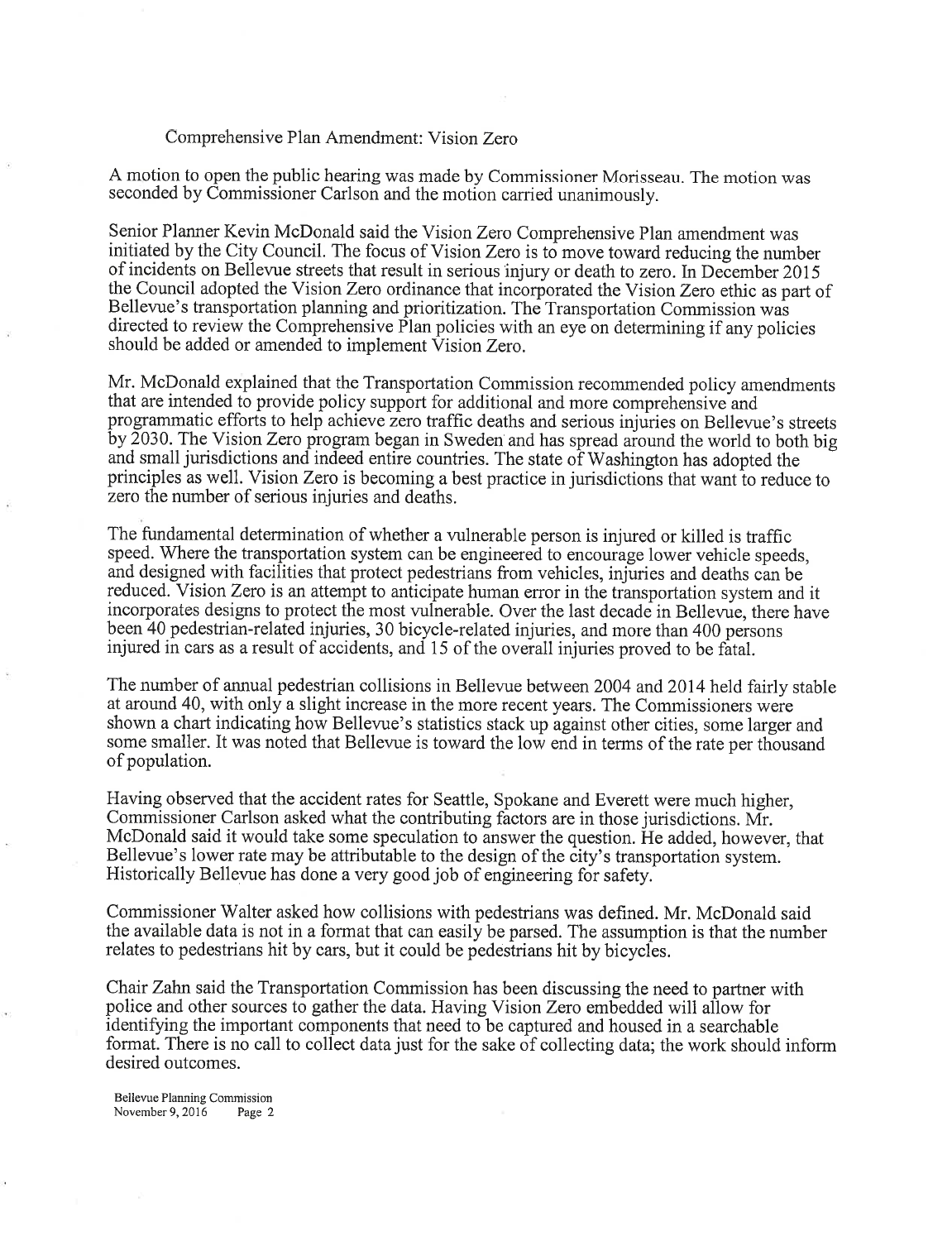Comprehensive Plan Amendment: Vision Zero

A motion to open the public hearing was made by Commissioner Morisseau. The motion was seconded by Commissioner Carlson and the motion carried unanimously.

Senior Planner Kevin McDonald said the Vision Zero Comprehensive Plan amendment was initiated by the City Council. The focus of Vision Zero is to move toward reducing the number of incidents on Bellevue streets that result in serious injury or death to zero. In December 2015 the Council adopted the Vision Zero ordinance that incorporated the Vision Zero ethic as part of Bellevue's transportation planning and prioritization. The Transportation Commission was directed to review the Comprehensive Plan policies with an eye on determining if any policies should be added or amended to implement Vision Zero.

Mr. McDonald explained that the Transportation Commission recommended policy amendments that are intended to provide policy support for additional and more comprehensive and programmatic efforts to help achieve zero traffic deaths and serious injuries on Bellevue's streets by 2030. The Vision Zero program began in Sweden and has spread around the world to both big and small jurisdictions and indeed entire countries. The state of Washington has adopted the principles as well. Vision Zero is becoming a best practice in jurisdictions that want to reduce to zero the number of serious injuries and deaths.

The fundamental determination of whether a vulnerable person is injured or killed is traffic speed. Where the transportation system can be engineered to encourage lower vehicle speeds, and designed with facilities that protect pedestrians from vehicles, injuries and deaths can be reduced. Vision Zero is an attempt to anticipate human error in the transportation system and it incorporates designs to protect the most vulnerable. Over the last decade in Bellevue, there have been 40 pedestrian-related injuries, 30 bicycle-related injuries, and more than 400 persons injured in cars as a result of accidents, and 15 of the overall injuries proved to be fatal.

The number of annual pedestrian collisions in Bellevue between 2004 and 2014 held fairly stable at around 40, with only a slight increase in the more recent years. The Commissioners were shown a chart indicating how Bellevue's statistics stack up against other cities, some larger and some smaller. It was noted that Bellevue is toward the low end in terms of the rate per thousand of population.

Having observed that the accident rates for Seattle, Spokane and Everett were much higher, Commissioner Carlson asked what the contributing factors are in those jurisdictions. Mr. McDonald said it would take some speculation to answer the question. He added, however, that Bellevue's lower rate may be attributable to the design of the city's transportation system. Historically Bellevue has done a very good job of engineering for safety.

Commissioner Walter asked how collisions with pedestrians was defined. Mr. McDonald said the available data is not in a format that can easily be parsed. The assumption is that the number relates to pedestrians hit by cars, but it could be pedestrians hit by bicycles.

Chair Zahn said the Transportation Commission has been discussing the need to partner with police and other sources to gather the data. Having Vision Zero embedded will allow for identifying the important components that need to be captured and housed in a searchable format. There is no call to collect data just for the sake of collecting data; the work should inform desired outcomes.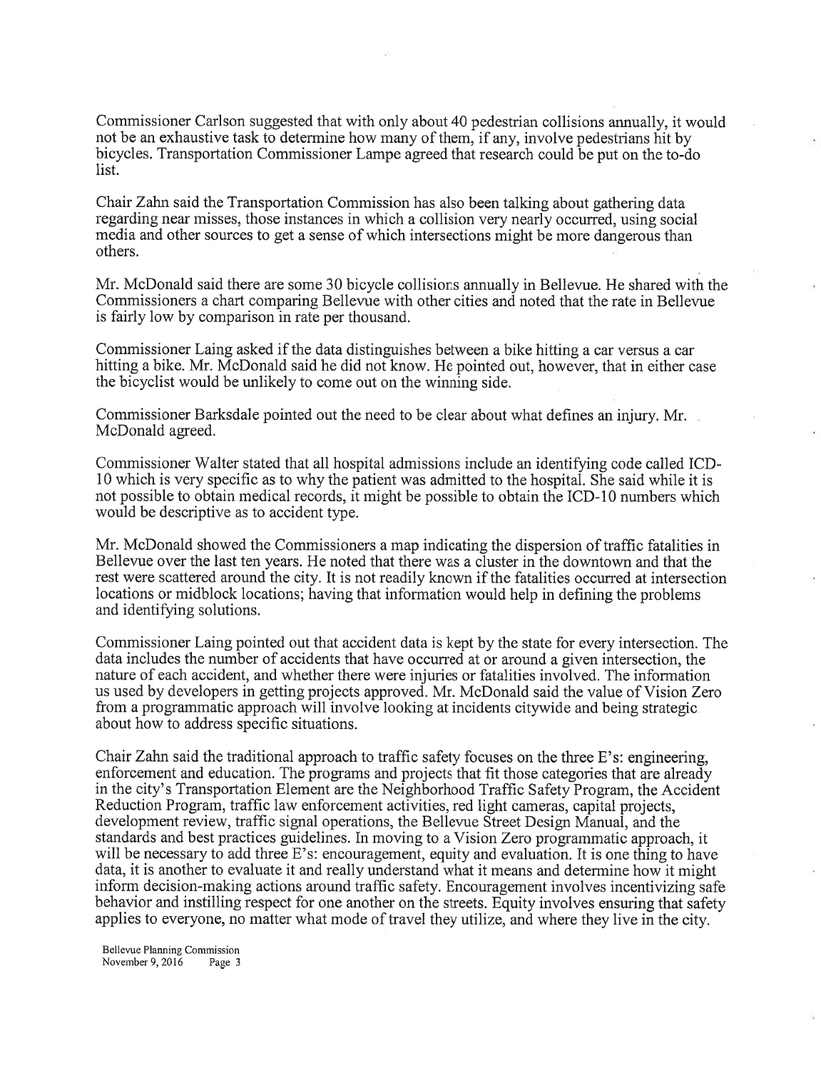Commissioner Carlson suggested that with only about 40 pedestrian collisions annually, it would not be an exhaustive task to determine how many of them, if any, involve pedestrians hit by bicycles. Transportation Commissioner Lampe agreed that research could be put on the to-do list.

Chair Zahn said the Transportation Commission has also been talking about gathering data regarding near misses, those instances in which a collision very nearly occurred, using social media and other sources to get a sense of which intersections might be more dangerous than others.

Mr. McDonald said there are some 30 bicycle collisions annually in Bellevue. He shared with the Commissioners a chart comparing Bellevue with other cities and noted that the rate in Bellevue is fairly low by comparison in rate per thousand.

Commissioner Laing asked if the data distinguishes between a bike hitting a car versus a car hitting a bike. Mr. McDonald said he did not know. He pointed out, however, that in either case the bicyclist would be unlikely to come out on the winning side.

Commissioner Barksdale pointed out the need to be clear about what defines an injury. Mr. McDonald agreed.

Commissioner Walter stated that all hospital admissions include an identifying code called ICD-10 which is very specific as to why the patient was admitted to the hospital. She said while it is not possible to obtain medical records, it might be possible to obtain the ICD-10 numbers which would be descriptive as to accident type.

Mr. McDonald showed the Commissioners a map indicating the dispersion of traffic fatalities in Bellevue over the last ten years. He noted that there was a cluster in the downtown and that the rest were scattered around the city. It is not readily known if the fatalities occurred at intersection locations or midblock locations; having that information would help in defining the problems and identifying solutions.

Commissioner Laing pointed out that accident data is kept by the state for every intersection. The data includes the number of accidents that have occurred at or around a given intersection, the nature of each accident, and whether there were injuries or fatalities involved. The information us used by developers in getting projects approved. Mr. McDonald said the value of Vision Zero from a programmatic approach will involve looking at incidents citywide and being strategic about how to address specific situations.

Chair Zahn said the traditional approach to traffic safety focuses on the three E's: engineering, enforcement and education. The programs and projects that fit those categories that are already in the city's Transportation Element are the Neighborhood Traffic Safety Program, the Accident Reduction Program, traffic law enforcement activities, red light cameras, capital projects, development review, traffic signal operations, the Bellevue Street Design Manual, and the standards and best practices guidelines. In moving to a Vision Zero programmatic approach, it will be necessary to add three E's: encouragement, equity and evaluation. It is one thing to have data, it is another to evaluate it and really understand what it means and determine how it might inform decision-making actions around traffic safety. Encouragement involves incentivizing safe behavior and instilling respect for one another on the streets. Equity involves ensuring that safety applies to everyone, no matter what mode of travel they utilize, and where they live in the city.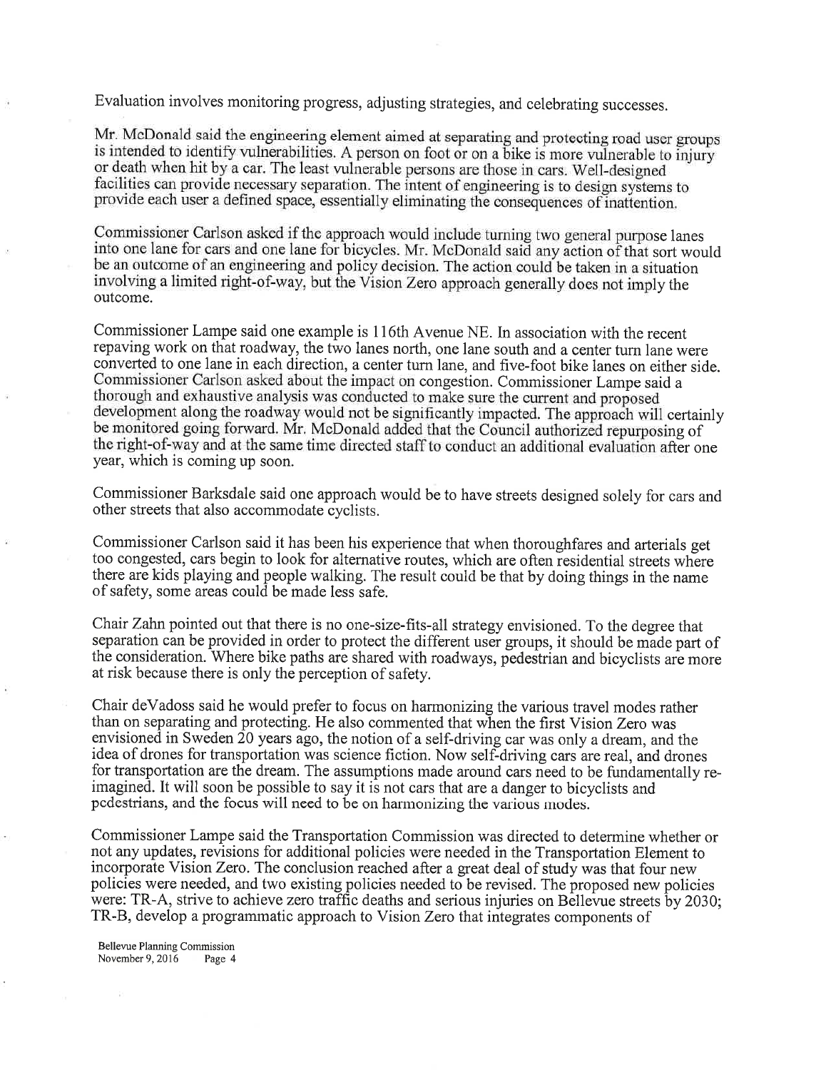Evaluation involves monitoring progress, adjusting strategies, and celebrating successes.

Mr. McDonald said the engineering element aimed at separating and protecting road user groups is intended to identify vulnerabilities. A person on foot or on a bike is more vulnerable to injury or death when hit by a car. The least vulnerable persons are those in cars. Well-designed facilities can provide necessary separation. The intent of engineering is to design systems to provide each user a defined space, essentially eliminating the consequences of inattention.

Commissioner Carlson asked if the approach would include turning two general purpose lanes into one lane for cars and one lane for bicycles. Mr. McDonald said any action of that sort would be an outcome of an engineering and policy decision. The action could be taken in a situation involving a limited right-of-way, but the Vision Zero approach generally does not imply the outcome.

Commissioner Lampe said one example is 116th Avenue NE. In association with the recent repaving work on that roadway, the two lanes north, one lane south and a center turn lane were converted to one lane in each direction, a center turn lane, and five-foot bike lanes on either side. Commissioner Carlson asked about the impact on congestion. Commissioner Lampe said a thorough and exhaustive analysis was conducted to make sure the current and proposed development along the roadway would not be significantly impacted. The approach will certainly be monitored going forward. Mr. McDonald added that the Council authorized repurposing of the right-of-way and at the same time directed staff to conduct an additional evaluation after one year, which is coming up soon.

Commissioner Barksdale said one approach would be to have streets designed solely for cars and other streets that also accommodate cyclists.

Commissioner Carlson said it has been his experience that when thoroughfares and arterials get too congested, cars begin to look for alternative routes, which are often residential streets where there are kids playing and people walking. The result could be that by doing things in the name of safety, some areas could be made less safe.

Chair Zahn pointed out that there is no one-size-fits-all strategy envisioned. To the degree that separation can be provided in order to protect the different user groups, it should be made part of the consideration. Where bike paths are shared with roadways, pedestrian and bicyclists are more at risk because there is only the perception of safety.

Chair deVadoss said he would prefer to focus on harmonizing the various travel modes rather than on separating and protecting. He also commented that when the first Vision Zero was envisioned in Sweden 20 years ago, the notion of a self-driving car was only a dream, and the idea of drones for transportation was science fiction. Now self-driving cars are real, and drones for transportation are the dream. The assumptions made around cars need to be fundamentally re-imagined. It will soon be possible to say it is not cars that are a danger to bicyclists and pedestrians, and the focus will need to be on harmonizing the various modes.

Commissioner Lampe said the Transportation Commission was directed to determine whether or not any updates, revisions for additional policies were needed in the Transportation Element to incorporate Vision Zero. The conclusion reached after a great deal of study was that four new policies were needed, and two existing policies needed to be revised. The proposed new policies were: TR-A, strive to achieve zero traffic deaths and serious injuries on Bellevue streets by 2030; TR-B, develop a programmatic approach to Vision Zero that integrates components of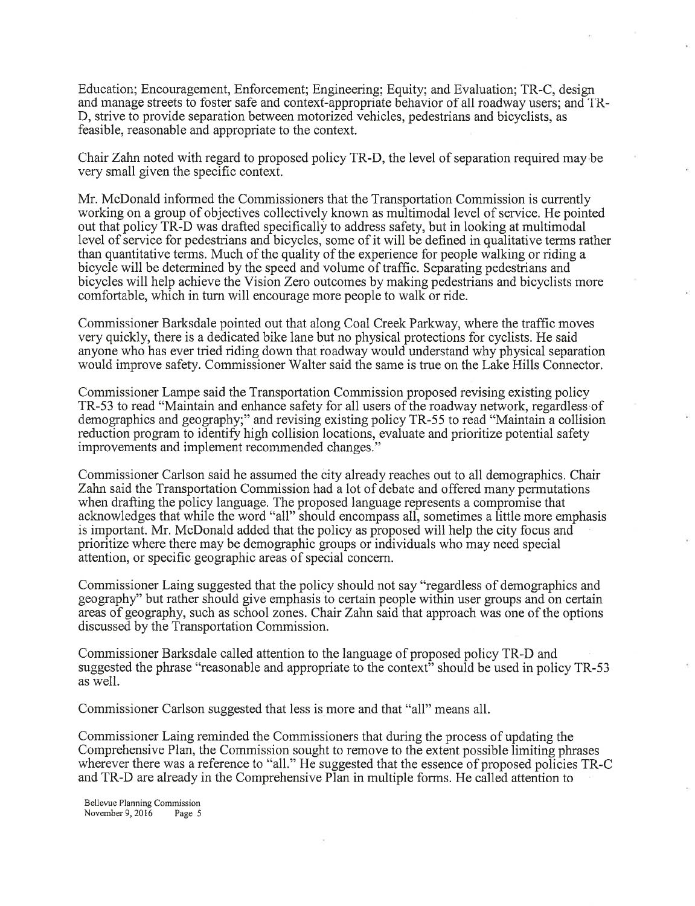Education; Encouragement, Enforcement; Engineering; Equity; and Evaluation; TR-C, design and manage streets to foster safe and context-appropriate behavior of all roadway users; and TR-D, strive to provide separation between motorized vehicles, pedestrians and bicyclists, as feasible, reasonable and appropriate to the context.

Chair Zahn noted with regard to proposed policy TR-D, the level of separation required may be very small given the specific context.

Mr. McDonald informed the Commissioners that the Transportation Commission is currently working on a group of objectives collectively known as multimodal level of service. He pointed out that policy TR-D was drafted specifically to address safety, but in looking at multimodal level of service for pedestrians and bicycles, some of it will be defined in qualitative terms rather than quantitative terms. Much of the quality of the experience for people walking or riding a bicycle will be determined by the speed and volume of traffic. Separating pedestrians and bicycles will help achieve the Vision Zero outcomes by making pedestrians and bicyclists more comfortable, which in turn will encourage more people to walk or ride.

Commissioner Barksdale pointed out that along Coal Creek Parkway, where the traffic moves very quickly, there is a dedicated bike lane but no physical protections for cyclists. He said anyone who has ever tried riding down that roadway would understand why physical separation would improve safety. Commissioner Walter said the same is true on the Lake Hills Connector.

Commissioner Lampe said the Transportation Commission proposed revising existing policy TR-53 to read "Maintain and enhance safety for all users of the roadway network, regardless of demographics and geography;" and revising existing policy TR-55 to read "Maintain a collision reduction program to identify high collision locations, evaluate and prioritize potential safety improvements and implement recommended changes."

Commissioner Carlson said he assumed the city already reaches out to all demographics. Chair Zahn said the Transportation Commission had a lot of debate and offered many permutations when drafting the policy language. The proposed language represents a compromise that acknowledges that while the word "all" should encompass all, sometimes a little more emphasis is important. Mr. McDonald added that the policy as proposed will help the city focus and prioritize where there may be demographic groups or individuals who may need special attention, or specific geographic areas of special concern.

Commissioner Laing suggested that the policy should not say "regardless of demographics and geography" but rather should give emphasis to certain people within user groups and on certain areas of geography, such as school zones. Chair Zahn said that approach was one of the options discussed by the Transportation Commission.

Commissioner Barksdale called attention to the language of proposed policy TR-D and suggested the phrase "reasonable and appropriate to the context" should be used in policy TR-53 as well.

Commissioner Carlson suggested that less is more and that "all" means all.

Commissioner Laing reminded the Commissioners that during the process of updating the Comprehensive Plan, the Commission sought to remove to the extent possible limiting phrases wherever there was a reference to "all." He suggested that the essence of proposed policies TR-C and TR-D are already in the Comprehensive Plan in multiple forms. He called attention to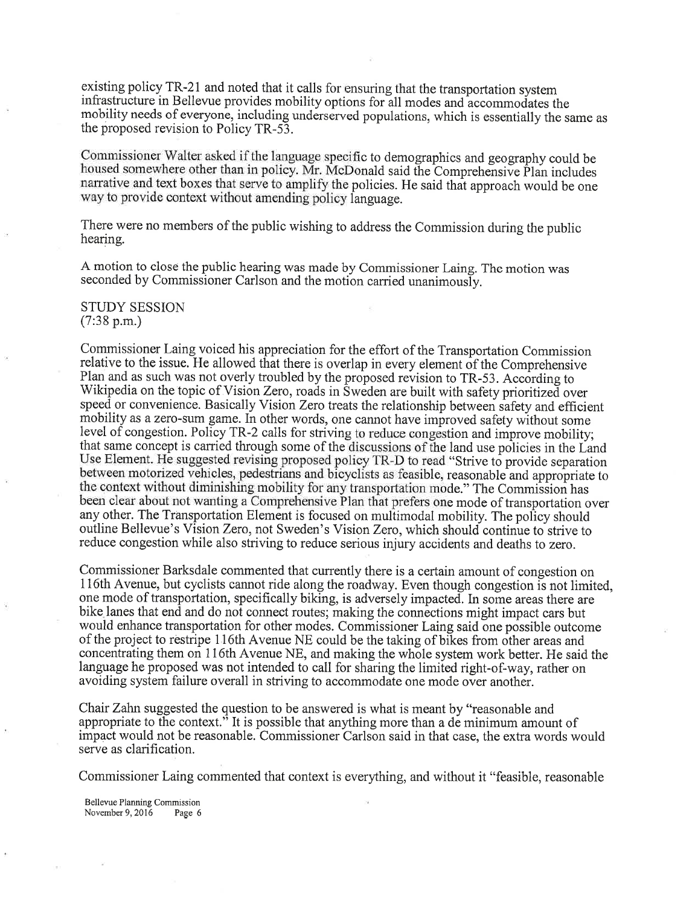existing policy TR-21 and noted that it calls for ensuring that the transportation system infrastructure in Bellevue provides mobility options for all modes and accommodates the mobility needs of everyone, including underserved populations, which is essentially the same as the proposed revision to Policy TR-53.

Commissioner Walter asked if the language specific to demographics and geography could be housed somewhere other than in policy. Mr. McDonald said the Comprehensive Plan includes narrative and text boxes that serve to amplify the policies. He said that approach would be one way to provide context without amending policy language.

There were no members of the public wishing to address the Commission during the public hearing.

A motion to close the public hearing was made by Commissioner Laing. The motion was seconded by Commissioner Carlson and the motion carried unanimously.

STUDY SESSION
(7:38 p.m.)

Commissioner Laing voiced his appreciation for the effort of the Transportation Commission relative to the issue. He allowed that there is overlap in every element of the Comprehensive Plan and as such was not overly troubled by the proposed revision to TR-53. According to Wikipedia on the topic of Vision Zero, roads in Sweden are built with safety prioritized over speed or convenience. Basically Vision Zero treats the relationship between safety and efficient mobility as a zero-sum game. In other words, one cannot have improved safety without some level of congestion. Policy TR-2 calls for striving to reduce congestion and improve mobility; that same concept is carried through some of the discussions of the land use policies in the Land Use Element. He suggested revising proposed policy TR-D to read "Strive to provide separation between motorized vehicles, pedestrians and bicyclists as feasible, reasonable and appropriate to the context without diminishing mobility for any transportation mode." The Commission has been clear about not wanting a Comprehensive Plan that prefers one mode of transportation over any other. The Transportation Element is focused on multimodal mobility. The policy should outline Bellevue's Vision Zero, not Sweden's Vision Zero, which should continue to strive to reduce congestion while also striving to reduce serious injury accidents and deaths to zero.

Commissioner Barksdale commented that currently there is a certain amount of congestion on 116th Avenue, but cyclists cannot ride along the roadway. Even though congestion is not limited, one mode of transportation, specifically biking, is adversely impacted. In some areas there are bike lanes that end and do not connect routes; making the connections might impact cars but would enhance transportation for other modes. Commissioner Laing said one possible outcome of the project to restripe 116th Avenue NE could be the taking of bikes from other areas and concentrating them on 116th Avenue NE, and making the whole system work better. He said the language he proposed was not intended to call for sharing the limited right-of-way, rather on avoiding system failure overall in striving to accommodate one mode over another.

Chair Zahn suggested the question to be answered is what is meant by "reasonable and appropriate to the context." It is possible that anything more than a de minimum amount of impact would not be reasonable. Commissioner Carlson said in that case, the extra words would serve as clarification.

Commissioner Laing commented that context is everything, and without it "feasible, reasonable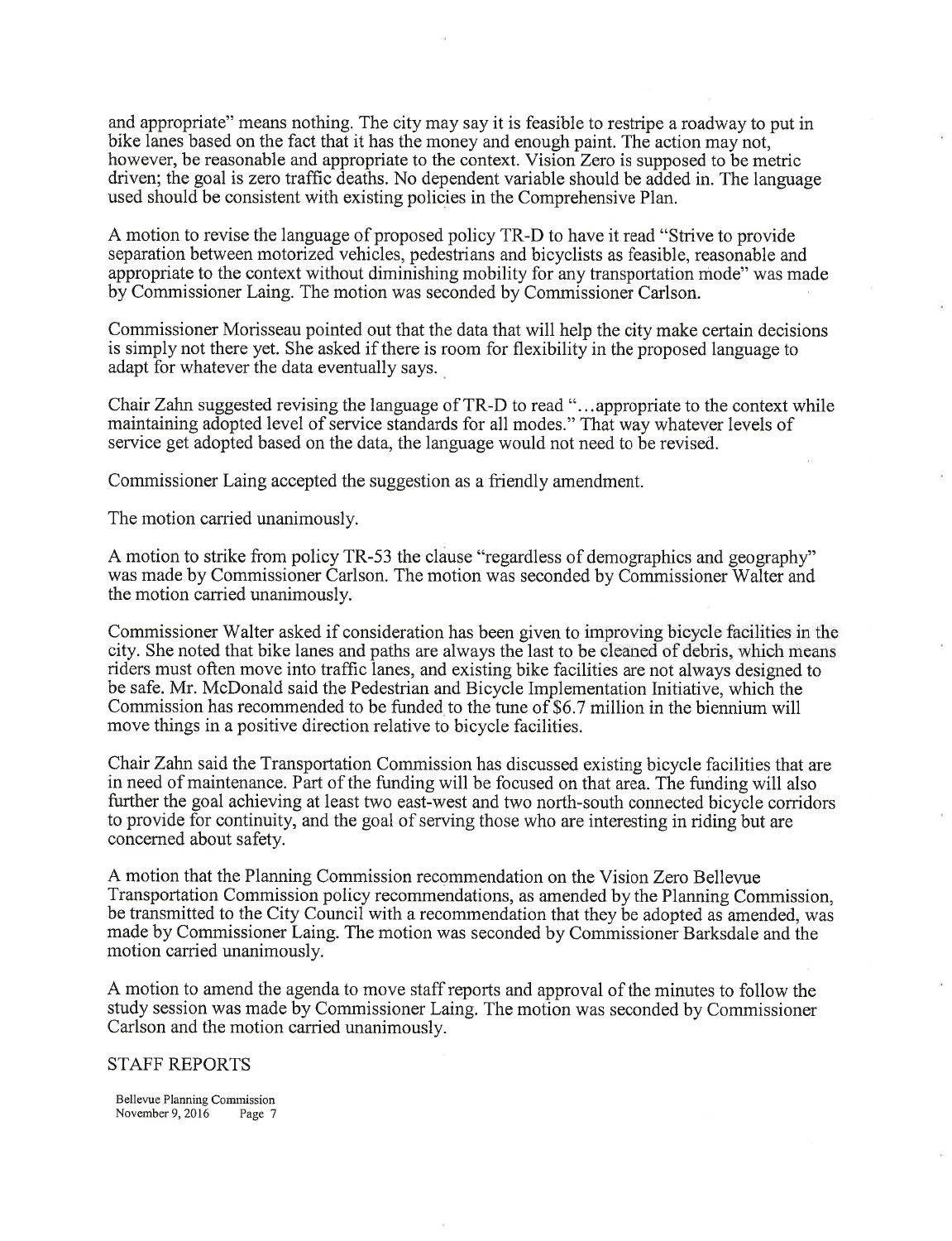and appropriate" means nothing. The city may say it is feasible to restripe a roadway to put in bike lanes based on the fact that it has the money and enough paint. The action may not, however, be reasonable and appropriate to the context. Vision Zero is supposed to be metric driven; the goal is zero traffic deaths. No dependent variable should be added in. The language used should be consistent with existing policies in the Comprehensive Plan.

A motion to revise the language of proposed policy TR-D to have it read "Strive to provide separation between motorized vehicles, pedestrians and bicyclists as feasible, reasonable and appropriate to the context without diminishing mobility for any transportation mode" was made by Commissioner Laing. The motion was seconded by Commissioner Carlson.

Commissioner Morisseau pointed out that the data that will help the city make certain decisions is simply not there yet. She asked if there is room for flexibility in the proposed language to adapt for whatever the data eventually says.

Chair Zahn suggested revising the language of TR-D to read "…appropriate to the context while maintaining adopted level of service standards for all modes." That way whatever levels of service get adopted based on the data, the language would not need to be revised.

Commissioner Laing accepted the suggestion as a friendly amendment.

The motion carried unanimously.

A motion to strike from policy TR-53 the clause "regardless of demographics and geography" was made by Commissioner Carlson. The motion was seconded by Commissioner Walter and the motion carried unanimously.

Commissioner Walter asked if consideration has been given to improving bicycle facilities in the city. She noted that bike lanes and paths are always the last to be cleaned of debris, which means riders must often move into traffic lanes, and existing bike facilities are not always designed to be safe. Mr. McDonald said the Pedestrian and Bicycle Implementation Initiative, which the Commission has recommended to be funded to the tune of $6.7 million in the biennium will move things in a positive direction relative to bicycle facilities.

Chair Zahn said the Transportation Commission has discussed existing bicycle facilities that are in need of maintenance. Part of the funding will be focused on that area. The funding will also further the goal achieving at least two east-west and two north-south connected bicycle corridors to provide for continuity, and the goal of serving those who are interesting in riding but are concerned about safety.

A motion that the Planning Commission recommendation on the Vision Zero Bellevue Transportation Commission policy recommendations, as amended by the Planning Commission, be transmitted to the City Council with a recommendation that they be adopted as amended, was made by Commissioner Laing. The motion was seconded by Commissioner Barksdale and the motion carried unanimously.

A motion to amend the agenda to move staff reports and approval of the minutes to follow the study session was made by Commissioner Laing. The motion was seconded by Commissioner Carlson and the motion carried unanimously.

STAFF REPORTS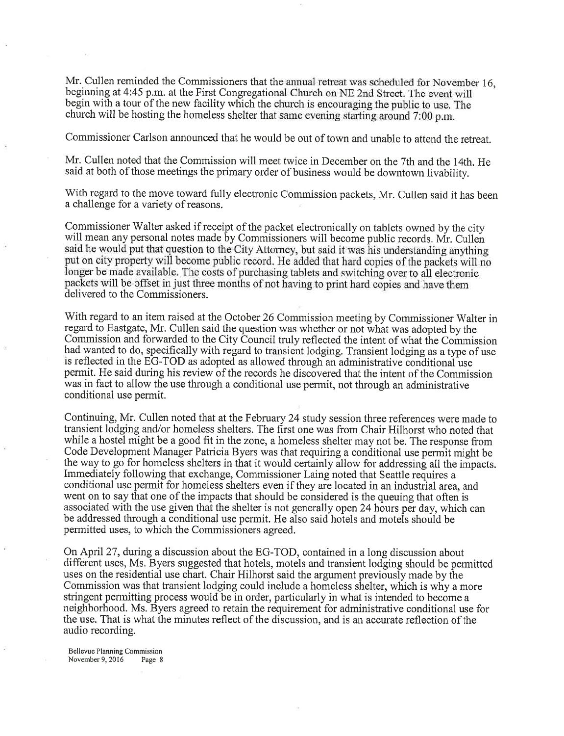Mr. Cullen reminded the Commissioners that the annual retreat was scheduled for November 16, beginning at 4:45 p.m. at the First Congregational Church on NE 2nd Street. The event will begin with a tour of the new facility which the church is encouraging the public to use. The church will be hosting the homeless shelter that same evening starting around 7:00 p.m.

Commissioner Carlson announced that he would be out of town and unable to attend the retreat.

Mr. Cullen noted that the Commission will meet twice in December on the 7th and the 14th. He said at both of those meetings the primary order of business would be downtown livability.

With regard to the move toward fully electronic Commission packets, Mr. Cullen said it has been a challenge for a variety of reasons.

Commissioner Walter asked if receipt of the packet electronically on tablets owned by the city will mean any personal notes made by Commissioners will become public records. Mr. Cullen said he would put that question to the City Attorney, but said it was his understanding anything put on city property will become public record. He added that hard copies of the packets will no longer be made available. The costs of purchasing tablets and switching over to all electronic packets will be offset in just three months of not having to print hard copies and have them delivered to the Commissioners.

With regard to an item raised at the October 26 Commission meeting by Commissioner Walter in regard to Eastgate, Mr. Cullen said the question was whether or not what was adopted by the Commission and forwarded to the City Council truly reflected the intent of what the Commission had wanted to do, specifically with regard to transient lodging. Transient lodging as a type of use is reflected in the EG-TOD as adopted as allowed through an administrative conditional use permit. He said during his review of the records he discovered that the intent of the Commission was in fact to allow the use through a conditional use permit, not through an administrative conditional use permit.

Continuing, Mr. Cullen noted that at the February 24 study session three references were made to transient lodging and/or homeless shelters. The first one was from Chair Hilhorst who noted that while a hostel might be a good fit in the zone, a homeless shelter may not be. The response from Code Development Manager Patricia Byers was that requiring a conditional use permit might be the way to go for homeless shelters in that it would certainly allow for addressing all the impacts. Immediately following that exchange, Commissioner Laing noted that Seattle requires a conditional use permit for homeless shelters even if they are located in an industrial area, and went on to say that one of the impacts that should be considered is the queuing that often is associated with the use given that the shelter is not generally open 24 hours per day, which can be addressed through a conditional use permit. He also said hotels and motels should be permitted uses, to which the Commissioners agreed.

On April 27, during a discussion about the EG-TOD, contained in a long discussion about different uses, Ms. Byers suggested that hotels, motels and transient lodging should be permitted uses on the residential use chart. Chair Hilhorst said the argument previously made by the Commission was that transient lodging could include a homeless shelter, which is why a more stringent permitting process would be in order, particularly in what is intended to become a neighborhood. Ms. Byers agreed to retain the requirement for administrative conditional use for the use. That is what the minutes reflect of the discussion, and is an accurate reflection of the audio recording.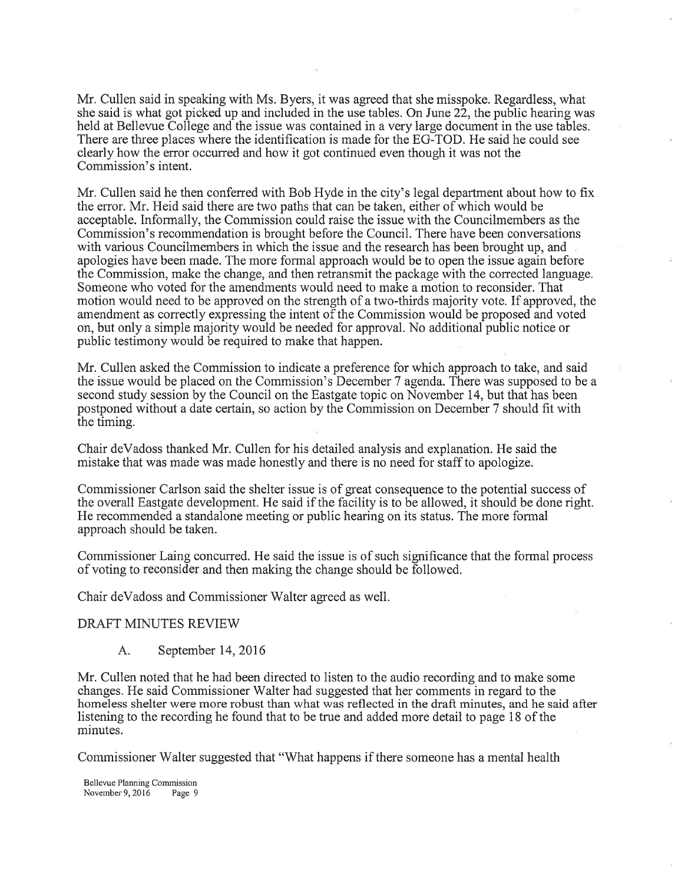Mr. Cullen said in speaking with Ms. Byers, it was agreed that she misspoke. Regardless, what she said is what got picked up and included in the use tables. On June 22, the public hearing was held at Bellevue College and the issue was contained in a very large document in the use tables. There are three places where the identification is made for the EG-TOD. He said he could see clearly how the error occurred and how it got continued even though it was not the Commission's intent.

Mr. Cullen said he then conferred with Bob Hyde in the city's legal department about how to fix the error. Mr. Heid said there are two paths that can be taken, either of which would be acceptable. Informally, the Commission could raise the issue with the Councilmembers as the Commission's recommendation is brought before the Council. There have been conversations with various Councilmembers in which the issue and the research has been brought up, and apologies have been made. The more formal approach would be to open the issue again before the Commission, make the change, and then retransmit the package with the corrected language. Someone who voted for the amendments would need to make a motion to reconsider. That motion would need to be approved on the strength of a two-thirds majority vote. If approved, the amendment as correctly expressing the intent of the Commission would be proposed and voted on, but only a simple majority would be needed for approval. No additional public notice or public testimony would be required to make that happen.

Mr. Cullen asked the Commission to indicate a preference for which approach to take, and said the issue would be placed on the Commission's December 7 agenda. There was supposed to be a second study session by the Council on the Eastgate topic on November 14, but that has been postponed without a date certain, so action by the Commission on December 7 should fit with the timing.

Chair deVadoss thanked Mr. Cullen for his detailed analysis and explanation. He said the mistake that was made was made honestly and there is no need for staff to apologize.

Commissioner Carlson said the shelter issue is of great consequence to the potential success of the overall Eastgate development. He said if the facility is to be allowed, it should be done right. He recommended a standalone meeting or public hearing on its status. The more formal approach should be taken.

Commissioner Laing concurred. He said the issue is of such significance that the formal process of voting to reconsider and then making the change should be followed.

Chair deVadoss and Commissioner Walter agreed as well.

DRAFT MINUTES REVIEW

A. September 14, 2016

Mr. Cullen noted that he had been directed to listen to the audio recording and to make some changes. He said Commissioner Walter had suggested that her comments in regard to the homeless shelter were more robust than what was reflected in the draft minutes, and he said after listening to the recording he found that to be true and added more detail to page 18 of the minutes.

Commissioner Walter suggested that "What happens if there someone has a mental health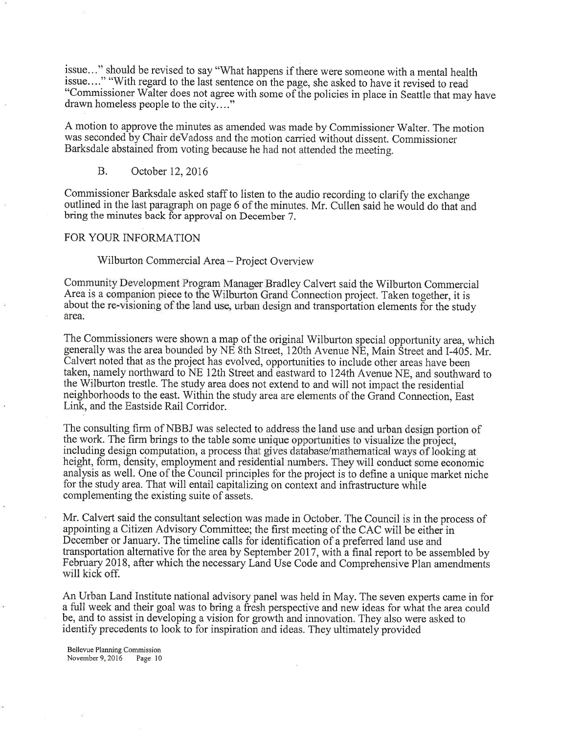issue…" should be revised to say "What happens if there were someone with a mental health issue…." "With regard to the last sentence on the page, she asked to have it revised to read "Commissioner Walter does not agree with some of the policies in place in Seattle that may have drawn homeless people to the city…."

A motion to approve the minutes as amended was made by Commissioner Walter. The motion was seconded by Chair deVadoss and the motion carried without dissent. Commissioner Barksdale abstained from voting because he had not attended the meeting.

B. October 12, 2016

Commissioner Barksdale asked staff to listen to the audio recording to clarify the exchange outlined in the last paragraph on page 6 of the minutes. Mr. Cullen said he would do that and bring the minutes back for approval on December 7.

FOR YOUR INFORMATION

Wilburton Commercial Area – Project Overview

Community Development Program Manager Bradley Calvert said the Wilburton Commercial Area is a companion piece to the Wilburton Grand Connection project. Taken together, it is about the re-visioning of the land use, urban design and transportation elements for the study area.

The Commissioners were shown a map of the original Wilburton special opportunity area, which generally was the area bounded by NE 8th Street, 120th Avenue NE, Main Street and I-405. Mr. Calvert noted that as the project has evolved, opportunities to include other areas have been taken, namely northward to NE 12th Street and eastward to 124th Avenue NE, and southward to the Wilburton trestle. The study area does not extend to and will not impact the residential neighborhoods to the east. Within the study area are elements of the Grand Connection, East Link, and the Eastside Rail Corridor.

The consulting firm of NBBJ was selected to address the land use and urban design portion of the work. The firm brings to the table some unique opportunities to visualize the project, including design computation, a process that gives database/mathematical ways of looking at height, form, density, employment and residential numbers. They will conduct some economic analysis as well. One of the Council principles for the project is to define a unique market niche for the study area. That will entail capitalizing on context and infrastructure while complementing the existing suite of assets.

Mr. Calvert said the consultant selection was made in October. The Council is in the process of appointing a Citizen Advisory Committee; the first meeting of the CAC will be either in December or January. The timeline calls for identification of a preferred land use and transportation alternative for the area by September 2017, with a final report to be assembled by February 2018, after which the necessary Land Use Code and Comprehensive Plan amendments will kick off.

An Urban Land Institute national advisory panel was held in May. The seven experts came in for a full week and their goal was to bring a fresh perspective and new ideas for what the area could be, and to assist in developing a vision for growth and innovation. They also were asked to identify precedents to look to for inspiration and ideas. They ultimately provided